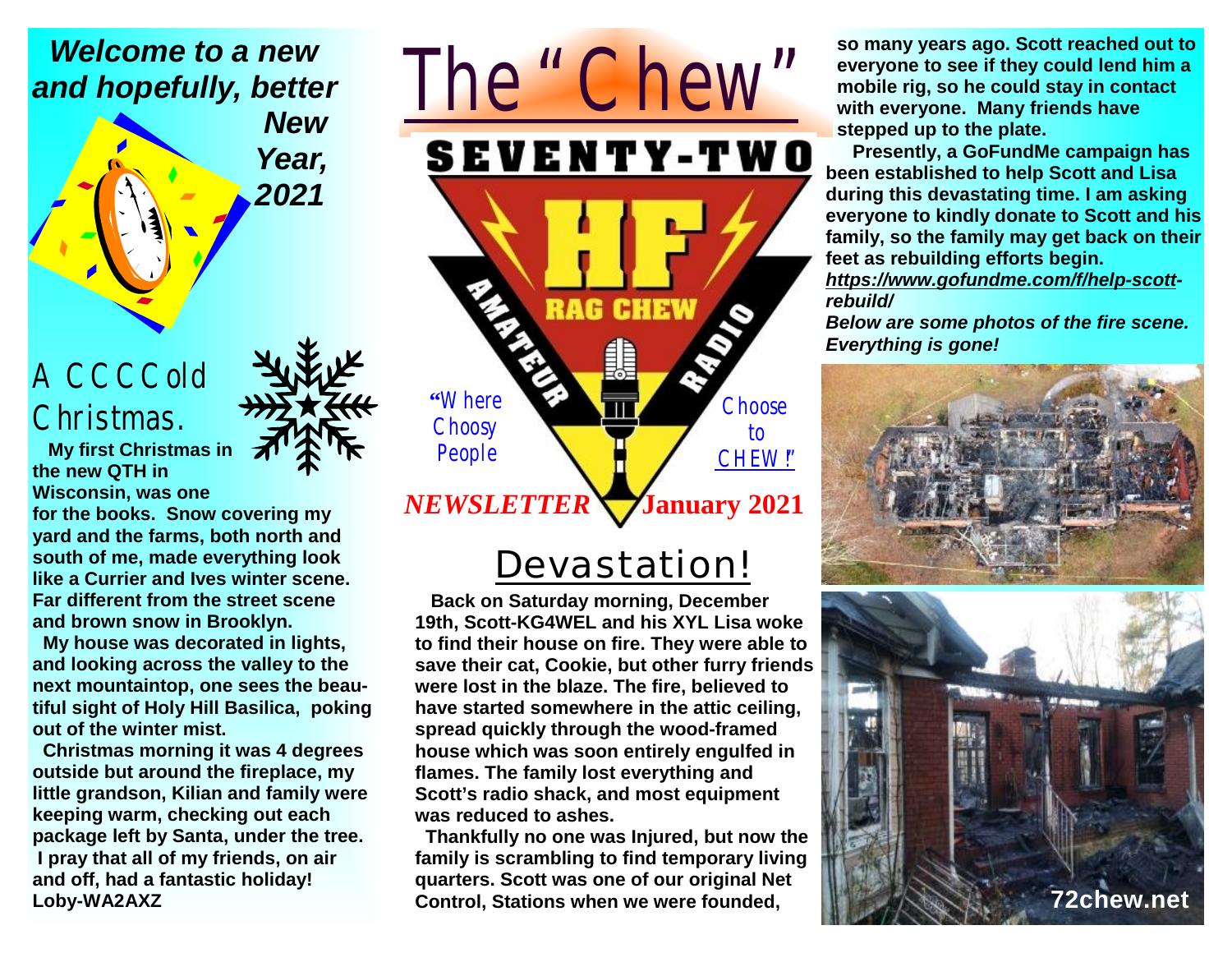# The "Chew"

SEVENTY-TWO HF RAG CHEW AMATEUR RADIO

"Where Choosy People Choose to CHEW!"

*NEWSLETTER* **January 2021**

***Welcome to a new and hopefully, better New Year, 2021***

## A CCCCold Christmas.

**My first Christmas in the new QTH in Wisconsin, was one for the books. Snow covering my yard and the farms, both north and south of me, made everything look like a Currier and Ives winter scene. Far different from the street scene and brown snow in Brooklyn.**

**My house was decorated in lights, and looking across the valley to the next mountaintop, one sees the beautiful sight of Holy Hill Basilica, poking out of the winter mist.**

**Christmas morning it was 4 degrees outside but around the fireplace, my little grandson, Kilian and family were keeping warm, checking out each package left by Santa, under the tree.**

**I pray that all of my friends, on air and off, had a fantastic holiday!**
**Loby-WA2AXZ**

## Devastation!

**Back on Saturday morning, December 19th, Scott-KG4WEL and his XYL Lisa woke to find their house on fire. They were able to save their cat, Cookie, but other furry friends were lost in the blaze. The fire, believed to have started somewhere in the attic ceiling, spread quickly through the wood-framed house which was soon entirely engulfed in flames. The family lost everything and Scott's radio shack, and most equipment was reduced to ashes.**

**Thankfully no one was Injured, but now the family is scrambling to find temporary living quarters. Scott was one of our original Net Control, Stations when we were founded, so many years ago. Scott reached out to everyone to see if they could lend him a mobile rig, so he could stay in contact with everyone. Many friends have stepped up to the plate.**

**Presently, a GoFundMe campaign has been established to help Scott and Lisa during this devastating time. I am asking everyone to kindly donate to Scott and his family, so the family may get back on their feet as rebuilding efforts begin.**
***https://www.gofundme.com/f/help-scott-rebuild/***

***Below are some photos of the fire scene. Everything is gone!***

**72chew.net**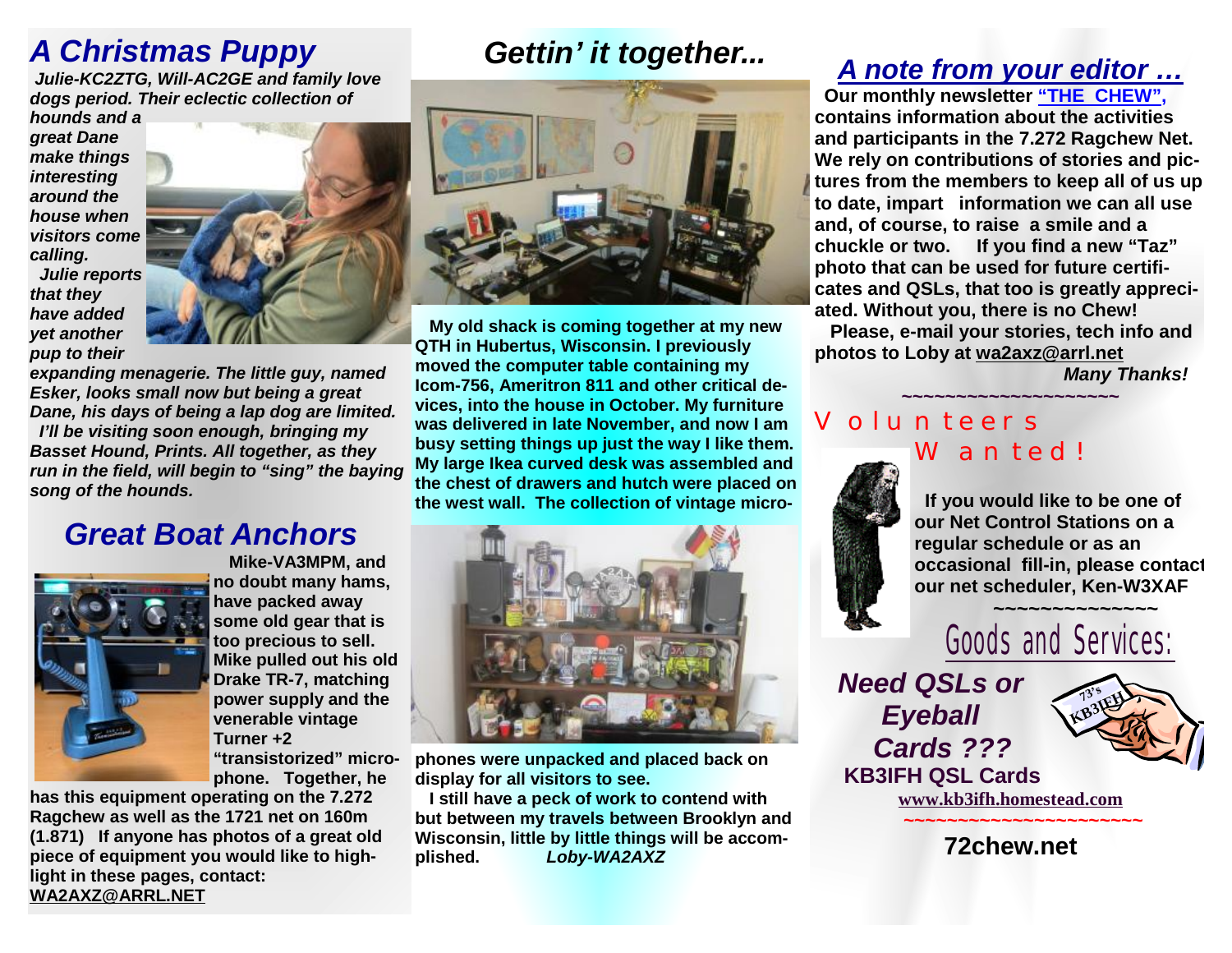## *A Christmas Puppy*

***Julie-KC2ZTG, Will-AC2GE and family love dogs period. Their eclectic collection of hounds and a great Dane make things interesting around the house when visitors come calling.***

***Julie reports that they have added yet another pup to their expanding menagerie. The little guy, named Esker, looks small now but being a great Dane, his days of being a lap dog are limited.***

***I'll be visiting soon enough, bringing my Basset Hound, Prints. All together, as they run in the field, will begin to "sing" the baying song of the hounds.***

## *Great Boat Anchors*

**Mike-VA3MPM, and no doubt many hams, have packed away some old gear that is too precious to sell. Mike pulled out his old Drake TR-7, matching power supply and the venerable vintage Turner +2 "transistorized" microphone. Together, he has this equipment operating on the 7.272 Ragchew as well as the 1721 net on 160m (1.871) If anyone has photos of a great old piece of equipment you would like to highlight in these pages, contact: WA2AXZ@ARRL.NET**

## *Gettin' it together...*

**My old shack is coming together at my new QTH in Hubertus, Wisconsin. I previously moved the computer table containing my Icom-756, Ameritron 811 and other critical devices, into the house in October. My furniture was delivered in late November, and now I am busy setting things up just the way I like them. My large Ikea curved desk was assembled and the chest of drawers and hutch were placed on the west wall. The collection of vintage microphones were unpacked and placed back on display for all visitors to see.**

**I still have a peck of work to contend with but between my travels between Brooklyn and Wisconsin, little by little things will be accomplished.** ***Loby-WA2AXZ***

## *A note from your editor …*

**Our monthly newsletter "THE CHEW", contains information about the activities and participants in the 7.272 Ragchew Net. We rely on contributions of stories and pictures from the members to keep all of us up to date, impart information we can all use and, of course, to raise a smile and a chuckle or two. If you find a new "Taz" photo that can be used for future certificates and QSLs, that too is greatly appreciated. Without you, there is no Chew!**

**Please, e-mail your stories, tech info and photos to Loby at wa2axz@arrl.net**

***Many Thanks!***

~~~~~~~~~~~~~~~~~~~~~

## Volunteers Wanted!

**If you would like to be one of our Net Control Stations on a regular schedule or as an occasional fill-in, please contact our net scheduler, Ken-W3XAF**

~~~~~~~~~~~~~~~

## Goods and Services:

***Need QSLs or Eyeball Cards ???***

**KB3IFH QSL Cards**

**www.kb3ifh.homestead.com**

~~~~~~~~~~~~~~~~~~~~~~~

**72chew.net**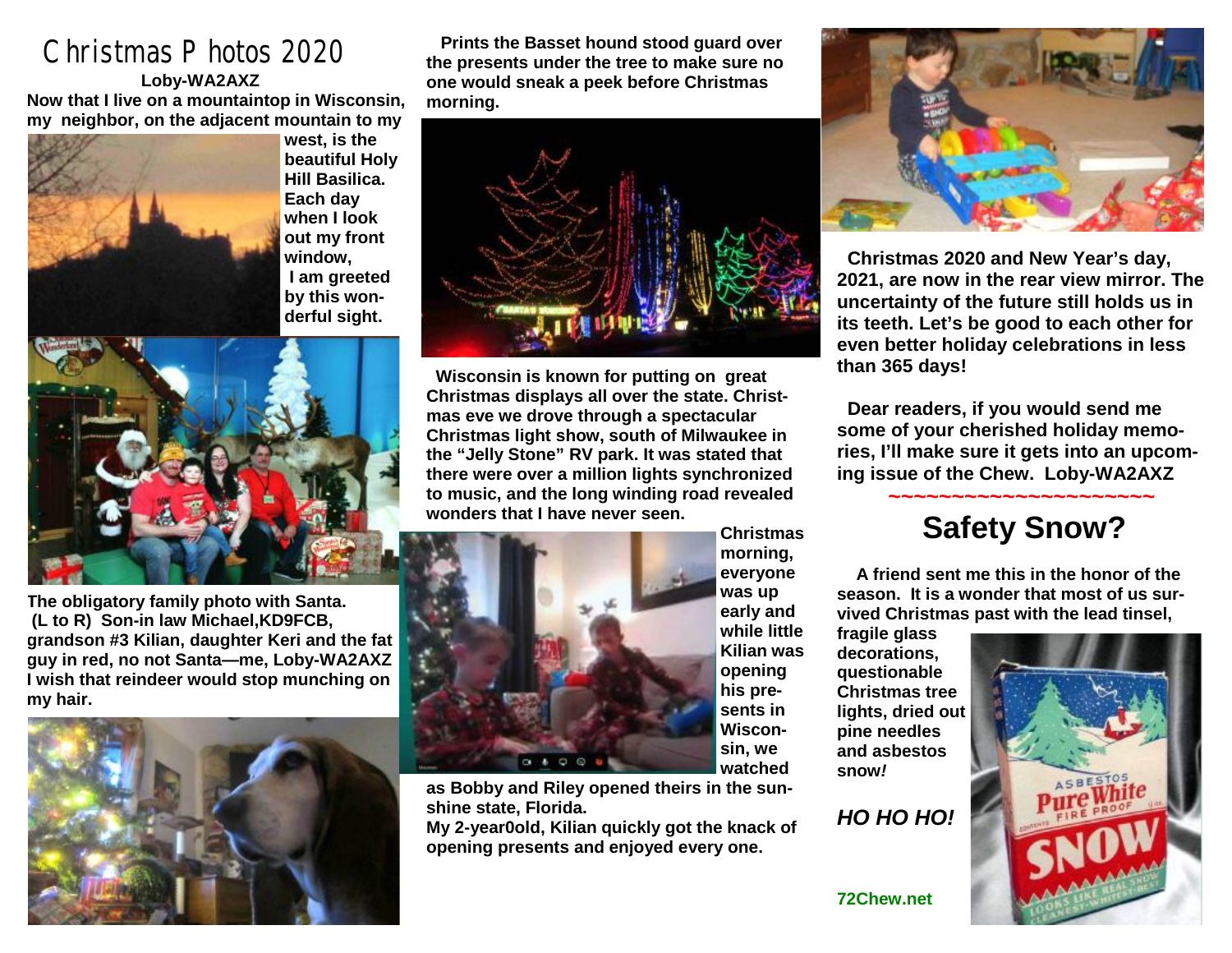# Christmas Photos 2020

**Loby-WA2AXZ**

**Now that I live on a mountaintop in Wisconsin, my neighbor, on the adjacent mountain to my west, is the beautiful Holy Hill Basilica. Each day when I look out my front window, I am greeted by this wonderful sight.**

**The obligatory family photo with Santa. (L to R) Son-in law Michael,KD9FCB, grandson #3 Kilian, daughter Keri and the fat guy in red, no not Santa—me, Loby-WA2AXZ I wish that reindeer would stop munching on my hair.**

**Prints the Basset hound stood guard over the presents under the tree to make sure no one would sneak a peek before Christmas morning.**

**Wisconsin is known for putting on great Christmas displays all over the state. Christmas eve we drove through a spectacular Christmas light show, south of Milwaukee in the "Jelly Stone" RV park. It was stated that there were over a million lights synchronized to music, and the long winding road revealed wonders that I have never seen.**

**Christmas morning, everyone was up early and while little Kilian was opening his presents in Wisconsin, we watched as Bobby and Riley opened theirs in the sunshine state, Florida. My 2-year0old, Kilian quickly got the knack of opening presents and enjoyed every one.**

**Christmas 2020 and New Year's day, 2021, are now in the rear view mirror. The uncertainty of the future still holds us in its teeth. Let's be good to each other for even better holiday celebrations in less than 365 days!**

**Dear readers, if you would send me some of your cherished holiday memories, I'll make sure it gets into an upcoming issue of the Chew. Loby-WA2AXZ**

~~~~~~~~~~~~~~~~~~~~~~

## Safety Snow?

**A friend sent me this in the honor of the season. It is a wonder that most of us survived Christmas past with the lead tinsel, fragile glass decorations, questionable Christmas tree lights, dried out pine needles and asbestos snow*!***

***HO HO HO!***

**72Chew.net**